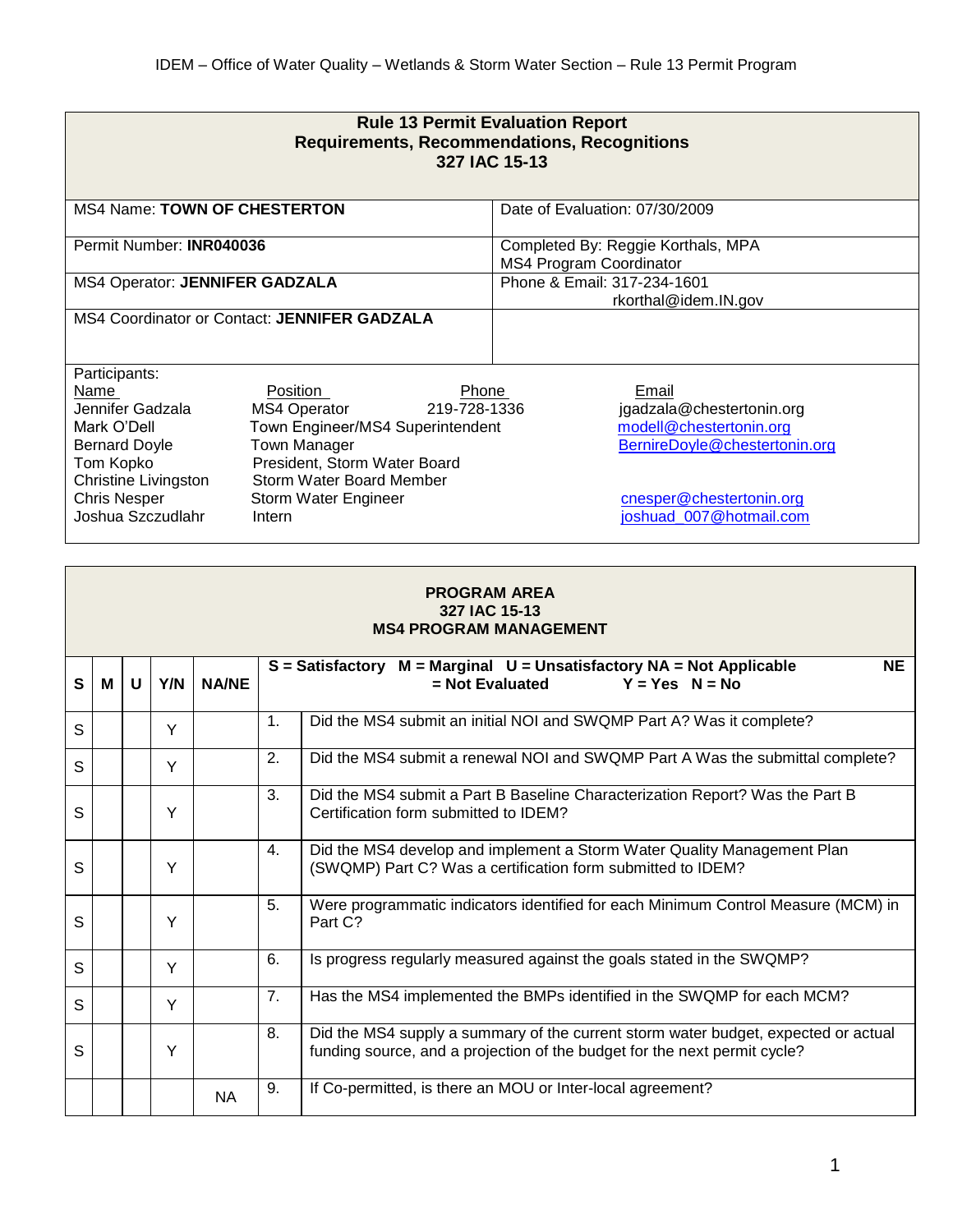IDEM – Office of Water Quality – Wetlands & Storm Water Section – Rule 13 Permit Program

## Rule 13 Permit Evaluation Report
## Requirements, Recommendations, Recognitions
## 327 IAC 15-13

| | |
|---|---|
| MS4 Name: **TOWN OF CHESTERTON** | Date of Evaluation: 07/30/2009 |
| Permit Number: **INR040036** | Completed By: Reggie Korthals, MPA<br>MS4 Program Coordinator |
| MS4 Operator: **JENNIFER GADZALA** | Phone & Email: 317-234-1601<br>rkorthal@idem.IN.gov |
| MS4 Coordinator or Contact: **JENNIFER GADZALA** | |

Participants:

| Name | Position | Phone | Email |
|---|---|---|---|
| Jennifer Gadzala | MS4 Operator | 219-728-1336 | jgadzala@chestertonin.org |
| Mark O'Dell | Town Engineer/MS4 Superintendent | | modell@chestertonin.org |
| Bernard Doyle | Town Manager | | BernireDoyle@chestertonin.org |
| Tom Kopko | President, Storm Water Board | | |
| Christine Livingston | Storm Water Board Member | | |
| Chris Nesper | Storm Water Engineer | | cnesper@chestertonin.org |
| Joshua Szczudlahr | Intern | | joshuad_007@hotmail.com |

## PROGRAM AREA
## 327 IAC 15-13
## MS4 PROGRAM MANAGEMENT

| S | M | U | Y/N | NA/NE | S = Satisfactory M = Marginal U = Unsatisfactory NA = Not Applicable NE = Not Evaluated Y = Yes N = No | |
|---|---|---|---|---|---|---|
| S | | | Y | | 1. | Did the MS4 submit an initial NOI and SWQMP Part A? Was it complete? |
| S | | | Y | | 2. | Did the MS4 submit a renewal NOI and SWQMP Part A Was the submittal complete? |
| S | | | Y | | 3. | Did the MS4 submit a Part B Baseline Characterization Report? Was the Part B Certification form submitted to IDEM? |
| S | | | Y | | 4. | Did the MS4 develop and implement a Storm Water Quality Management Plan (SWQMP) Part C? Was a certification form submitted to IDEM? |
| S | | | Y | | 5. | Were programmatic indicators identified for each Minimum Control Measure (MCM) in Part C? |
| S | | | Y | | 6. | Is progress regularly measured against the goals stated in the SWQMP? |
| S | | | Y | | 7. | Has the MS4 implemented the BMPs identified in the SWQMP for each MCM? |
| S | | | Y | | 8. | Did the MS4 supply a summary of the current storm water budget, expected or actual funding source, and a projection of the budget for the next permit cycle? |
| | | | | NA | 9. | If Co-permitted, is there an MOU or Inter-local agreement? |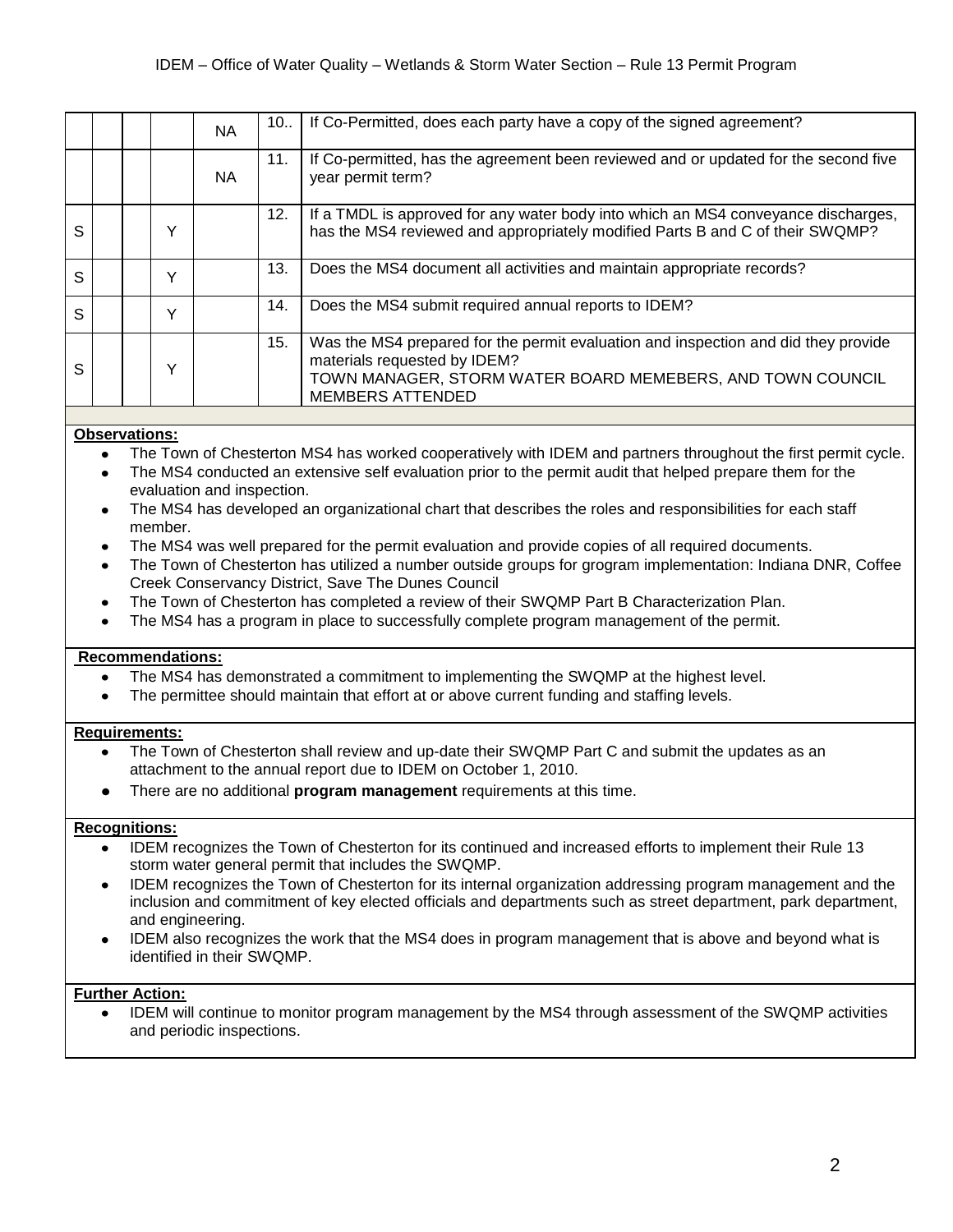| | | | | | | |
|---|---|---|---|---|---|---|
| | | | | NA | 10.. | If Co-Permitted, does each party have a copy of the signed agreement? |
| | | | | NA | 11. | If Co-permitted, has the agreement been reviewed and or updated for the second five year permit term? |
| S | | | Y | | 12. | If a TMDL is approved for any water body into which an MS4 conveyance discharges, has the MS4 reviewed and appropriately modified Parts B and C of their SWQMP? |
| S | | | Y | | 13. | Does the MS4 document all activities and maintain appropriate records? |
| S | | | Y | | 14. | Does the MS4 submit required annual reports to IDEM? |
| S | | | Y | | 15. | Was the MS4 prepared for the permit evaluation and inspection and did they provide materials requested by IDEM? TOWN MANAGER, STORM WATER BOARD MEMEBERS, AND TOWN COUNCIL MEMBERS ATTENDED |

**Observations:**

- The Town of Chesterton MS4 has worked cooperatively with IDEM and partners throughout the first permit cycle.
- The MS4 conducted an extensive self evaluation prior to the permit audit that helped prepare them for the evaluation and inspection.
- The MS4 has developed an organizational chart that describes the roles and responsibilities for each staff member.
- The MS4 was well prepared for the permit evaluation and provide copies of all required documents.
- The Town of Chesterton has utilized a number outside groups for grogram implementation: Indiana DNR, Coffee Creek Conservancy District, Save The Dunes Council
- The Town of Chesterton has completed a review of their SWQMP Part B Characterization Plan.
- The MS4 has a program in place to successfully complete program management of the permit.

**Recommendations:**

- The MS4 has demonstrated a commitment to implementing the SWQMP at the highest level.
- The permittee should maintain that effort at or above current funding and staffing levels.

**Requirements:**

- The Town of Chesterton shall review and up-date their SWQMP Part C and submit the updates as an attachment to the annual report due to IDEM on October 1, 2010.
- There are no additional **program management** requirements at this time.

**Recognitions:**

- IDEM recognizes the Town of Chesterton for its continued and increased efforts to implement their Rule 13 storm water general permit that includes the SWQMP.
- IDEM recognizes the Town of Chesterton for its internal organization addressing program management and the inclusion and commitment of key elected officials and departments such as street department, park department, and engineering.
- IDEM also recognizes the work that the MS4 does in program management that is above and beyond what is identified in their SWQMP.

**Further Action:**

- IDEM will continue to monitor program management by the MS4 through assessment of the SWQMP activities and periodic inspections.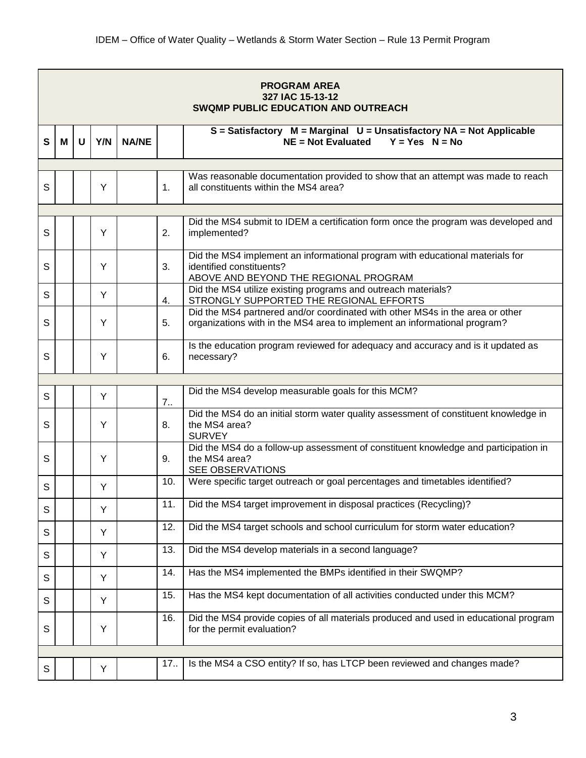| PROGRAM AREA<br>327 IAC 15-13-12<br>SWQMP PUBLIC EDUCATION AND OUTREACH | | | | | | |
|---|---|---|---|---|---|---|
| **S** | **M** | **U** | **Y/N** | **NA/NE** | | **S = Satisfactory M = Marginal U = Unsatisfactory NA = Not Applicable NE = Not Evaluated Y = Yes N = No** |
| | | | | | | |
| S | | | Y | | 1. | Was reasonable documentation provided to show that an attempt was made to reach all constituents within the MS4 area? |
| | | | | | | |
| S | | | Y | | 2. | Did the MS4 submit to IDEM a certification form once the program was developed and implemented? |
| S | | | Y | | 3. | Did the MS4 implement an informational program with educational materials for identified constituents?<br>ABOVE AND BEYOND THE REGIONAL PROGRAM |
| S | | | Y | | 4. | Did the MS4 utilize existing programs and outreach materials?<br>STRONGLY SUPPORTED THE REGIONAL EFFORTS |
| S | | | Y | | 5. | Did the MS4 partnered and/or coordinated with other MS4s in the area or other organizations with in the MS4 area to implement an informational program? |
| S | | | Y | | 6. | Is the education program reviewed for adequacy and accuracy and is it updated as necessary? |
| | | | | | | |
| S | | | Y | | 7.. | Did the MS4 develop measurable goals for this MCM? |
| S | | | Y | | 8. | Did the MS4 do an initial storm water quality assessment of constituent knowledge in the MS4 area?<br>SURVEY |
| S | | | Y | | 9. | Did the MS4 do a follow-up assessment of constituent knowledge and participation in the MS4 area?<br>SEE OBSERVATIONS |
| S | | | Y | | 10. | Were specific target outreach or goal percentages and timetables identified? |
| S | | | Y | | 11. | Did the MS4 target improvement in disposal practices (Recycling)? |
| S | | | Y | | 12. | Did the MS4 target schools and school curriculum for storm water education? |
| S | | | Y | | 13. | Did the MS4 develop materials in a second language? |
| S | | | Y | | 14. | Has the MS4 implemented the BMPs identified in their SWQMP? |
| S | | | Y | | 15. | Has the MS4 kept documentation of all activities conducted under this MCM? |
| S | | | Y | | 16. | Did the MS4 provide copies of all materials produced and used in educational program for the permit evaluation? |
| | | | | | | |
| S | | | Y | | 17.. | Is the MS4 a CSO entity? If so, has LTCP been reviewed and changes made? |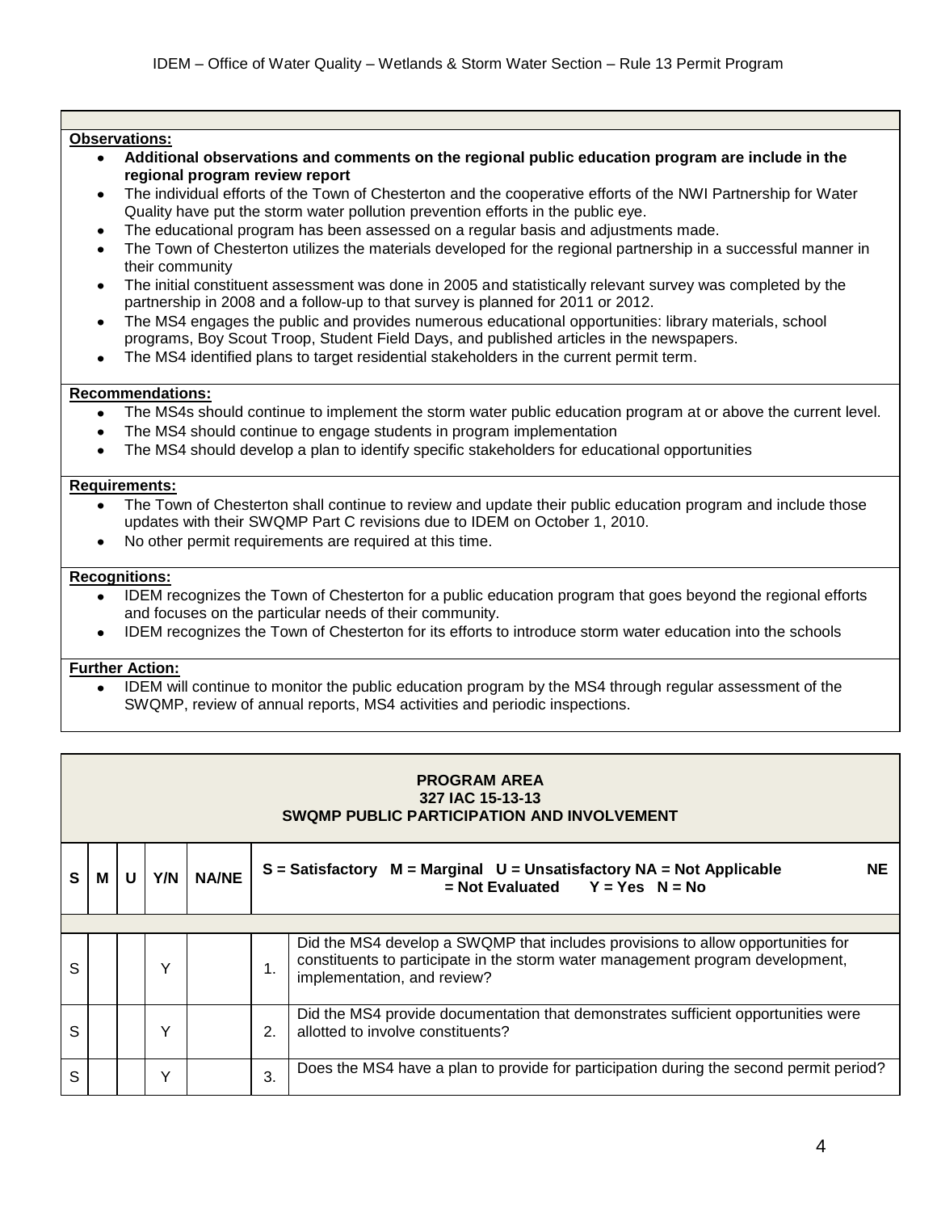**Observations:**

- **Additional observations and comments on the regional public education program are include in the regional program review report**
- The individual efforts of the Town of Chesterton and the cooperative efforts of the NWI Partnership for Water Quality have put the storm water pollution prevention efforts in the public eye.
- The educational program has been assessed on a regular basis and adjustments made.
- The Town of Chesterton utilizes the materials developed for the regional partnership in a successful manner in their community
- The initial constituent assessment was done in 2005 and statistically relevant survey was completed by the partnership in 2008 and a follow-up to that survey is planned for 2011 or 2012.
- The MS4 engages the public and provides numerous educational opportunities: library materials, school programs, Boy Scout Troop, Student Field Days, and published articles in the newspapers.
- The MS4 identified plans to target residential stakeholders in the current permit term.

**Recommendations:**

- The MS4s should continue to implement the storm water public education program at or above the current level.
- The MS4 should continue to engage students in program implementation
- The MS4 should develop a plan to identify specific stakeholders for educational opportunities

**Requirements:**

- The Town of Chesterton shall continue to review and update their public education program and include those updates with their SWQMP Part C revisions due to IDEM on October 1, 2010.
- No other permit requirements are required at this time.

**Recognitions:**

- IDEM recognizes the Town of Chesterton for a public education program that goes beyond the regional efforts and focuses on the particular needs of their community.
- IDEM recognizes the Town of Chesterton for its efforts to introduce storm water education into the schools

**Further Action:**

- IDEM will continue to monitor the public education program by the MS4 through regular assessment of the SWQMP, review of annual reports, MS4 activities and periodic inspections.

**PROGRAM AREA**
**327 IAC 15-13-13**
**SWQMP PUBLIC PARTICIPATION AND INVOLVEMENT**

| S | M | U | Y/N | NA/NE | S = Satisfactory M = Marginal U = Unsatisfactory NA = Not Applicable NE = Not Evaluated Y = Yes N = No | |
|---|---|---|---|---|---|---|
| S | | | Y | | 1. | Did the MS4 develop a SWQMP that includes provisions to allow opportunities for constituents to participate in the storm water management program development, implementation, and review? |
| S | | | Y | | 2. | Did the MS4 provide documentation that demonstrates sufficient opportunities were allotted to involve constituents? |
| S | | | Y | | 3. | Does the MS4 have a plan to provide for participation during the second permit period? |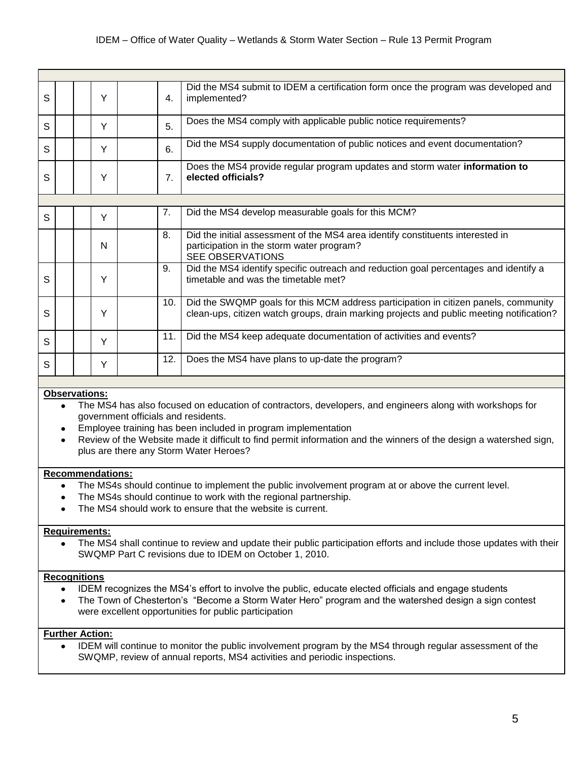| | | | | | | |
|---|---|---|---|---|---|---|
| | | | | | | |
| S | | | Y | | 4. | Did the MS4 submit to IDEM a certification form once the program was developed and implemented? |
| S | | | Y | | 5. | Does the MS4 comply with applicable public notice requirements? |
| S | | | Y | | 6. | Did the MS4 supply documentation of public notices and event documentation? |
| S | | | Y | | 7. | Does the MS4 provide regular program updates and storm water **information to elected officials?** |
| | | | | | | |
| S | | | Y | | 7. | Did the MS4 develop measurable goals for this MCM? |
| | | | N | | 8. | Did the initial assessment of the MS4 area identify constituents interested in participation in the storm water program? SEE OBSERVATIONS |
| S | | | Y | | 9. | Did the MS4 identify specific outreach and reduction goal percentages and identify a timetable and was the timetable met? |
| S | | | Y | | 10. | Did the SWQMP goals for this MCM address participation in citizen panels, community clean-ups, citizen watch groups, drain marking projects and public meeting notification? |
| S | | | Y | | 11. | Did the MS4 keep adequate documentation of activities and events? |
| S | | | Y | | 12. | Does the MS4 have plans to up-date the program? |

**Observations:**

- The MS4 has also focused on education of contractors, developers, and engineers along with workshops for government officials and residents.
- Employee training has been included in program implementation
- Review of the Website made it difficult to find permit information and the winners of the design a watershed sign, plus are there any Storm Water Heroes?

**Recommendations:**

- The MS4s should continue to implement the public involvement program at or above the current level.
- The MS4s should continue to work with the regional partnership.
- The MS4 should work to ensure that the website is current.

**Requirements:**

- The MS4 shall continue to review and update their public participation efforts and include those updates with their SWQMP Part C revisions due to IDEM on October 1, 2010.

**Recognitions**

- IDEM recognizes the MS4's effort to involve the public, educate elected officials and engage students
- The Town of Chesterton's "Become a Storm Water Hero" program and the watershed design a sign contest were excellent opportunities for public participation

**Further Action:**

- IDEM will continue to monitor the public involvement program by the MS4 through regular assessment of the SWQMP, review of annual reports, MS4 activities and periodic inspections.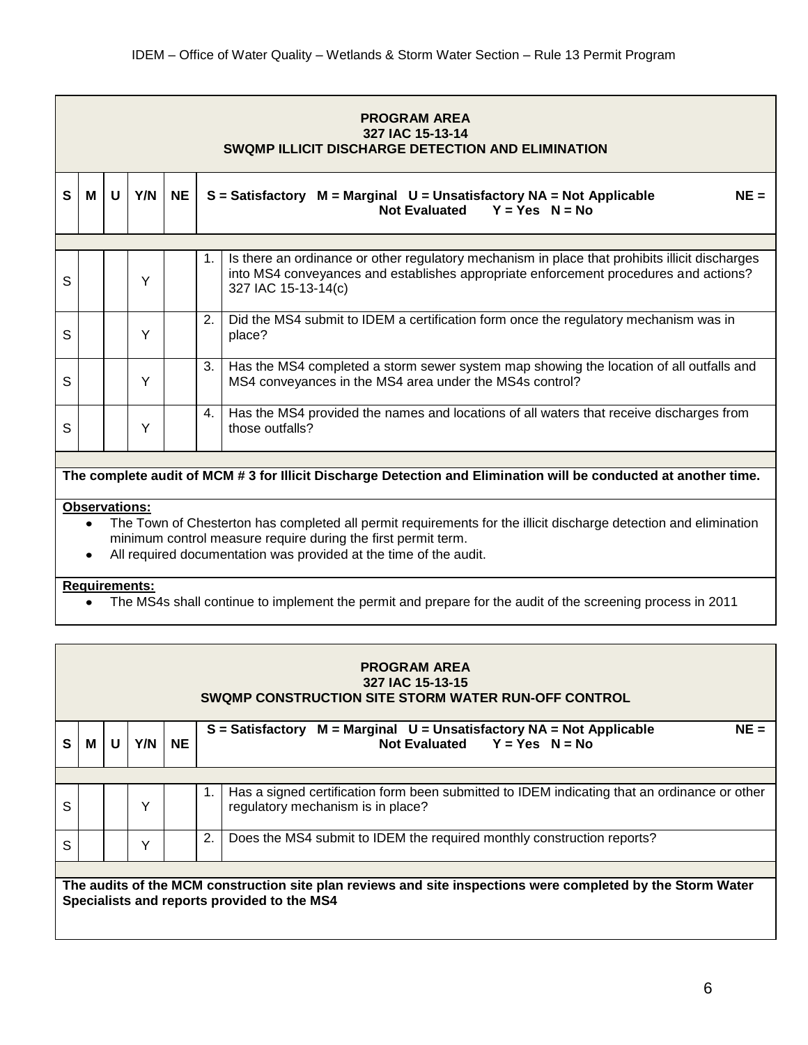**PROGRAM AREA**
**327 IAC 15-13-14**
**SWQMP ILLICIT DISCHARGE DETECTION AND ELIMINATION**

| S | M | U | Y/N | NE | | S = Satisfactory M = Marginal U = Unsatisfactory NA = Not Applicable NE = Not Evaluated Y = Yes N = No |
|---|---|---|---|---|---|---|
| S | | | Y | | 1. | Is there an ordinance or other regulatory mechanism in place that prohibits illicit discharges into MS4 conveyances and establishes appropriate enforcement procedures and actions? 327 IAC 15-13-14(c) |
| S | | | Y | | 2. | Did the MS4 submit to IDEM a certification form once the regulatory mechanism was in place? |
| S | | | Y | | 3. | Has the MS4 completed a storm sewer system map showing the location of all outfalls and MS4 conveyances in the MS4 area under the MS4s control? |
| S | | | Y | | 4. | Has the MS4 provided the names and locations of all waters that receive discharges from those outfalls? |

**The complete audit of MCM # 3 for Illicit Discharge Detection and Elimination will be conducted at another time.**

**Observations:**

- The Town of Chesterton has completed all permit requirements for the illicit discharge detection and elimination minimum control measure require during the first permit term.
- All required documentation was provided at the time of the audit.

**Requirements:**

- The MS4s shall continue to implement the permit and prepare for the audit of the screening process in 2011

**PROGRAM AREA**
**327 IAC 15-13-15**
**SWQMP CONSTRUCTION SITE STORM WATER RUN-OFF CONTROL**

| S | M | U | Y/N | NE | | S = Satisfactory M = Marginal U = Unsatisfactory NA = Not Applicable NE = Not Evaluated Y = Yes N = No |
|---|---|---|---|---|---|---|
| S | | | Y | | 1. | Has a signed certification form been submitted to IDEM indicating that an ordinance or other regulatory mechanism is in place? |
| S | | | Y | | 2. | Does the MS4 submit to IDEM the required monthly construction reports? |

**The audits of the MCM construction site plan reviews and site inspections were completed by the Storm Water Specialists and reports provided to the MS4**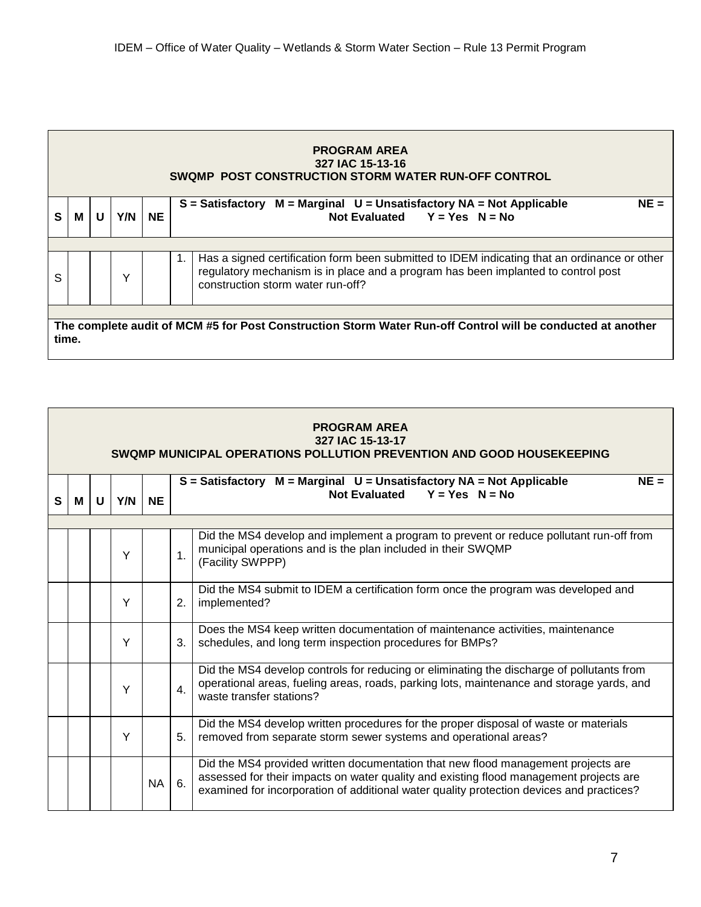| PROGRAM AREA<br>327 IAC 15-13-16<br>SWQMP POST CONSTRUCTION STORM WATER RUN-OFF CONTROL | | | | | | |
|---|---|---|---|---|---|---|
| **S** | **M** | **U** | **Y/N** | **NE** | | **S = Satisfactory M = Marginal U = Unsatisfactory NA = Not Applicable NE = Not Evaluated Y = Yes N = No** |
| S | | | Y | | 1. | Has a signed certification form been submitted to IDEM indicating that an ordinance or other regulatory mechanism is in place and a program has been implanted to control post construction storm water run-off? |

**The complete audit of MCM #5 for Post Construction Storm Water Run-off Control will be conducted at another time.**

| PROGRAM AREA<br>327 IAC 15-13-17<br>SWQMP MUNICIPAL OPERATIONS POLLUTION PREVENTION AND GOOD HOUSEKEEPING | | | | | | |
|---|---|---|---|---|---|---|
| **S** | **M** | **U** | **Y/N** | **NE** | | **S = Satisfactory M = Marginal U = Unsatisfactory NA = Not Applicable NE = Not Evaluated Y = Yes N = No** |
| | | | Y | | 1. | Did the MS4 develop and implement a program to prevent or reduce pollutant run-off from municipal operations and is the plan included in their SWQMP (Facility SWPPP) |
| | | | Y | | 2. | Did the MS4 submit to IDEM a certification form once the program was developed and implemented? |
| | | | Y | | 3. | Does the MS4 keep written documentation of maintenance activities, maintenance schedules, and long term inspection procedures for BMPs? |
| | | | Y | | 4. | Did the MS4 develop controls for reducing or eliminating the discharge of pollutants from operational areas, fueling areas, roads, parking lots, maintenance and storage yards, and waste transfer stations? |
| | | | Y | | 5. | Did the MS4 develop written procedures for the proper disposal of waste or materials removed from separate storm sewer systems and operational areas? |
| | | | | NA | 6. | Did the MS4 provided written documentation that new flood management projects are assessed for their impacts on water quality and existing flood management projects are examined for incorporation of additional water quality protection devices and practices? |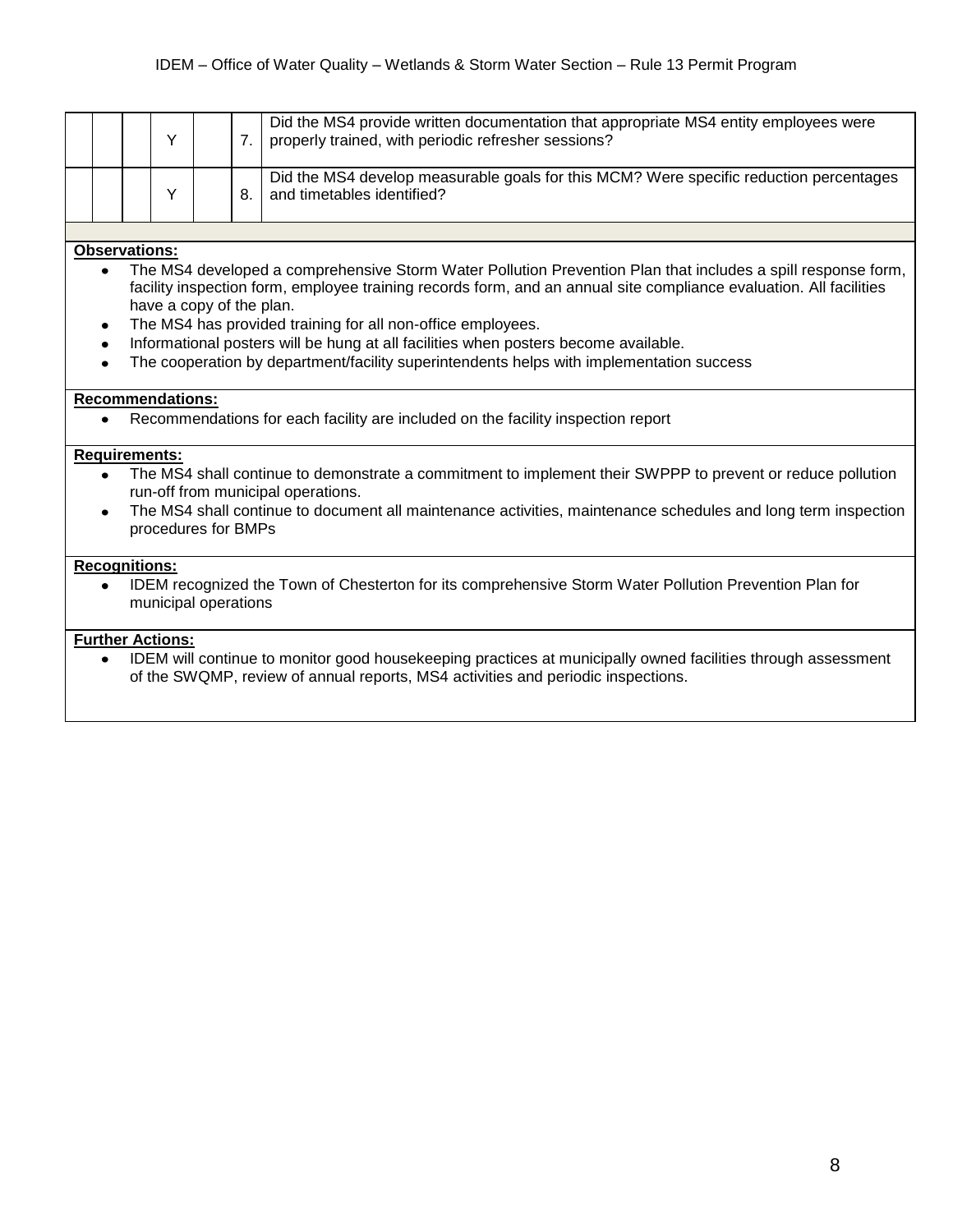| | | | | | | |
|---|---|---|---|---|---|---|
| | | | Y | | 7. | Did the MS4 provide written documentation that appropriate MS4 entity employees were properly trained, with periodic refresher sessions? |
| | | | Y | | 8. | Did the MS4 develop measurable goals for this MCM? Were specific reduction percentages and timetables identified? |

**Observations:**

- The MS4 developed a comprehensive Storm Water Pollution Prevention Plan that includes a spill response form, facility inspection form, employee training records form, and an annual site compliance evaluation. All facilities have a copy of the plan.
- The MS4 has provided training for all non-office employees.
- Informational posters will be hung at all facilities when posters become available.
- The cooperation by department/facility superintendents helps with implementation success

**Recommendations:**

- Recommendations for each facility are included on the facility inspection report

**Requirements:**

- The MS4 shall continue to demonstrate a commitment to implement their SWPPP to prevent or reduce pollution run-off from municipal operations.
- The MS4 shall continue to document all maintenance activities, maintenance schedules and long term inspection procedures for BMPs

**Recognitions:**

- IDEM recognized the Town of Chesterton for its comprehensive Storm Water Pollution Prevention Plan for municipal operations

**Further Actions:**

- IDEM will continue to monitor good housekeeping practices at municipally owned facilities through assessment of the SWQMP, review of annual reports, MS4 activities and periodic inspections.